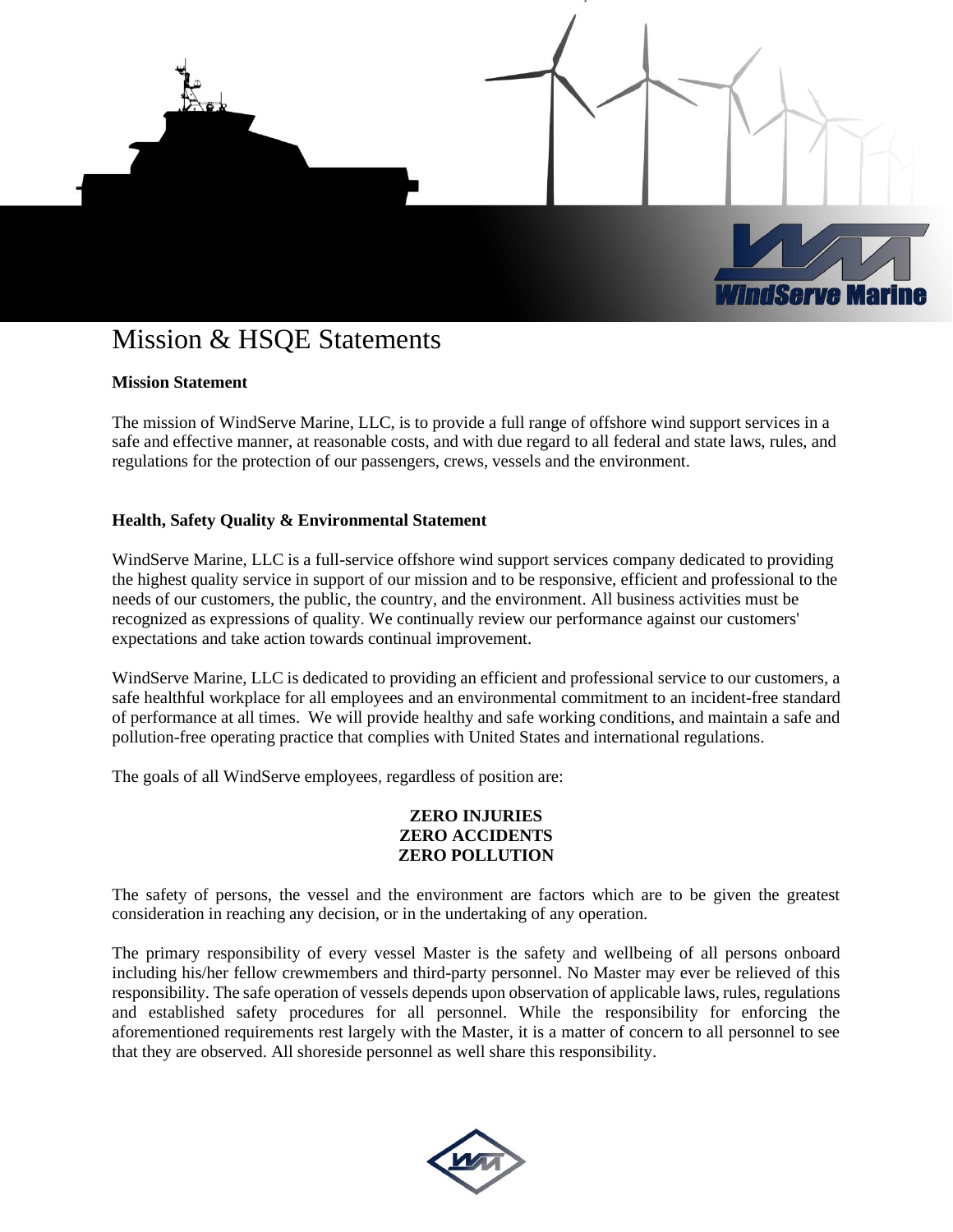# Mission & HSQE Statements

**Mission Statement**

The mission of WindServe Marine, LLC, is to provide a full range of offshore wind support services in a safe and effective manner, at reasonable costs, and with due regard to all federal and state laws, rules, and regulations for the protection of our passengers, crews, vessels and the environment.

**Health, Safety Quality & Environmental Statement**

WindServe Marine, LLC is a full-service offshore wind support services company dedicated to providing the highest quality service in support of our mission and to be responsive, efficient and professional to the needs of our customers, the public, the country, and the environment. All business activities must be recognized as expressions of quality. We continually review our performance against our customers' expectations and take action towards continual improvement.

WindServe Marine, LLC is dedicated to providing an efficient and professional service to our customers, a safe healthful workplace for all employees and an environmental commitment to an incident-free standard of performance at all times. We will provide healthy and safe working conditions, and maintain a safe and pollution-free operating practice that complies with United States and international regulations.

The goals of all WindServe employees, regardless of position are:

**ZERO INJURIES**
**ZERO ACCIDENTS**
**ZERO POLLUTION**

The safety of persons, the vessel and the environment are factors which are to be given the greatest consideration in reaching any decision, or in the undertaking of any operation.

The primary responsibility of every vessel Master is the safety and wellbeing of all persons onboard including his/her fellow crewmembers and third-party personnel. No Master may ever be relieved of this responsibility. The safe operation of vessels depends upon observation of applicable laws, rules, regulations and established safety procedures for all personnel. While the responsibility for enforcing the aforementioned requirements rest largely with the Master, it is a matter of concern to all personnel to see that they are observed. All shoreside personnel as well share this responsibility.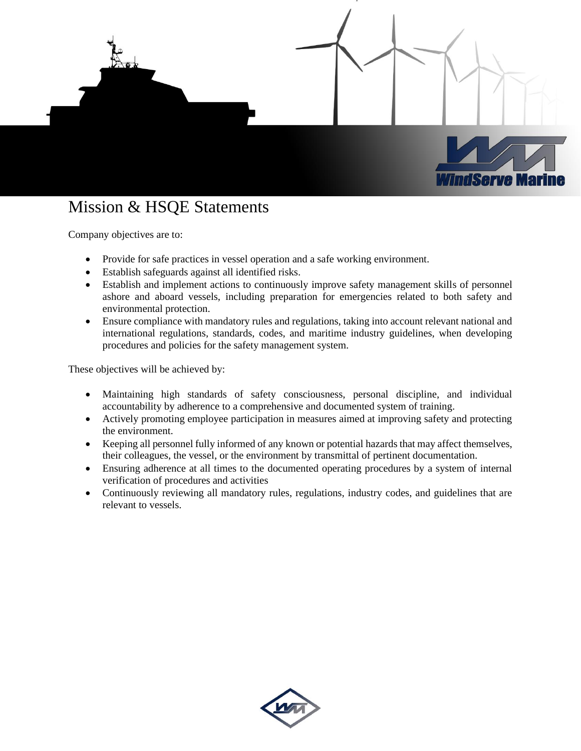# Mission & HSQE Statements

Company objectives are to:

- Provide for safe practices in vessel operation and a safe working environment.
- Establish safeguards against all identified risks.
- Establish and implement actions to continuously improve safety management skills of personnel ashore and aboard vessels, including preparation for emergencies related to both safety and environmental protection.
- Ensure compliance with mandatory rules and regulations, taking into account relevant national and international regulations, standards, codes, and maritime industry guidelines, when developing procedures and policies for the safety management system.

These objectives will be achieved by:

- Maintaining high standards of safety consciousness, personal discipline, and individual accountability by adherence to a comprehensive and documented system of training.
- Actively promoting employee participation in measures aimed at improving safety and protecting the environment.
- Keeping all personnel fully informed of any known or potential hazards that may affect themselves, their colleagues, the vessel, or the environment by transmittal of pertinent documentation.
- Ensuring adherence at all times to the documented operating procedures by a system of internal verification of procedures and activities
- Continuously reviewing all mandatory rules, regulations, industry codes, and guidelines that are relevant to vessels.